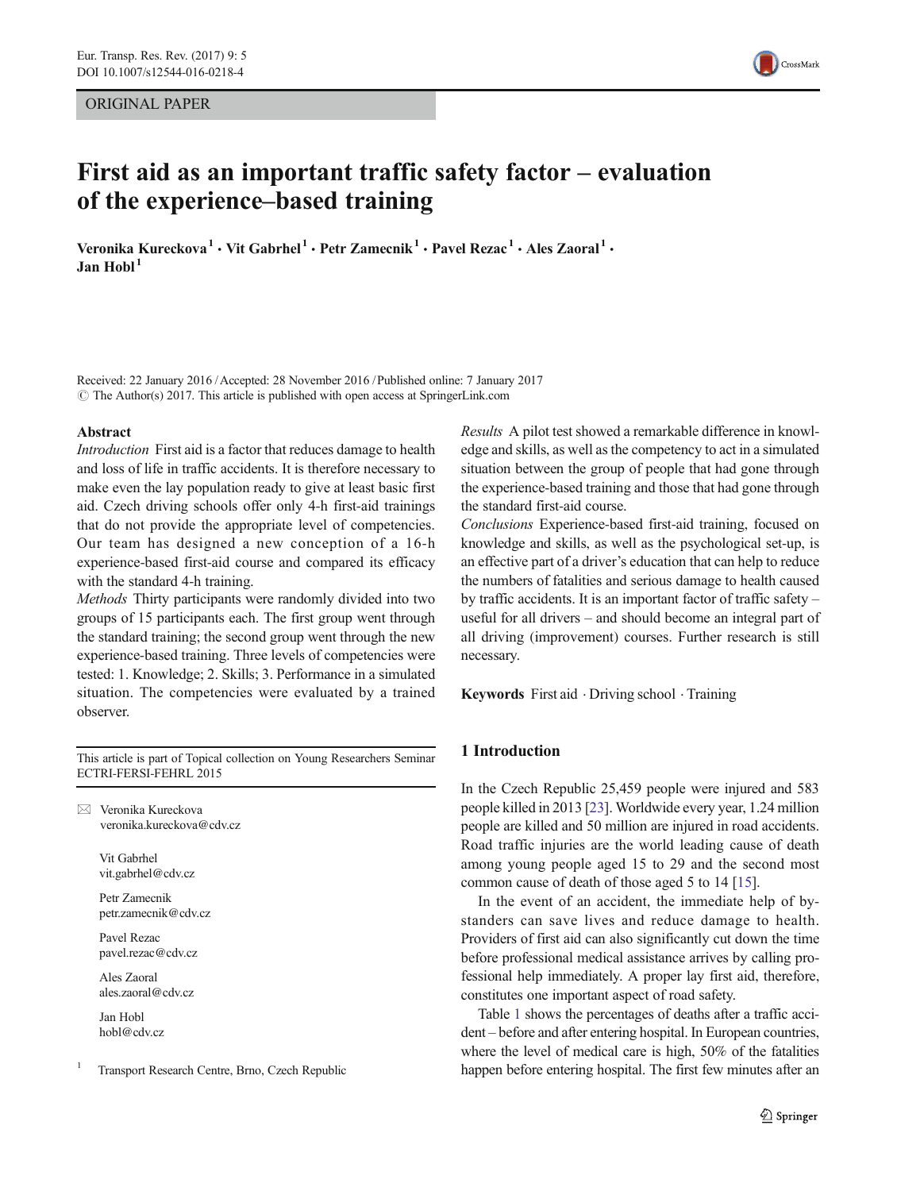ORIGINAL PAPER

# First aid as an important traffic safety factor – evaluation of the experience–based training

Veronika Kureckova[1] · Vit Gabrhel[1] · Petr Zamecnik[1] · Pavel Rezac[1] · Ales Zaoral[1] · Jan Hobl[1]

Received: 22 January 2016 / Accepted: 28 November 2016 / Published online: 7 January 2017
© The Author(s) 2017. This article is published with open access at SpringerLink.com

## Abstract

*Introduction* First aid is a factor that reduces damage to health and loss of life in traffic accidents. It is therefore necessary to make even the lay population ready to give at least basic first aid. Czech driving schools offer only 4-h first-aid trainings that do not provide the appropriate level of competencies. Our team has designed a new conception of a 16-h experience-based first-aid course and compared its efficacy with the standard 4-h training.

*Methods* Thirty participants were randomly divided into two groups of 15 participants each. The first group went through the standard training; the second group went through the new experience-based training. Three levels of competencies were tested: 1. Knowledge; 2. Skills; 3. Performance in a simulated situation. The competencies were evaluated by a trained observer.

*Results* A pilot test showed a remarkable difference in knowledge and skills, as well as the competency to act in a simulated situation between the group of people that had gone through the experience-based training and those that had gone through the standard first-aid course.

*Conclusions* Experience-based first-aid training, focused on knowledge and skills, as well as the psychological set-up, is an effective part of a driver's education that can help to reduce the numbers of fatalities and serious damage to health caused by traffic accidents. It is an important factor of traffic safety – useful for all drivers – and should become an integral part of all driving (improvement) courses. Further research is still necessary.

**Keywords** First aid · Driving school · Training

This article is part of Topical collection on Young Researchers Seminar ECTRI-FERSI-FEHRL 2015

✉ Veronika Kureckova
veronika.kureckova@cdv.cz

Vit Gabrhel
vit.gabrhel@cdv.cz

Petr Zamecnik
petr.zamecnik@cdv.cz

Pavel Rezac
pavel.rezac@cdv.cz

Ales Zaoral
ales.zaoral@cdv.cz

Jan Hobl
hobl@cdv.cz

[1] Transport Research Centre, Brno, Czech Republic

## 1 Introduction

In the Czech Republic 25,459 people were injured and 583 people killed in 2013 [23]. Worldwide every year, 1.24 million people are killed and 50 million are injured in road accidents. Road traffic injuries are the world leading cause of death among young people aged 15 to 29 and the second most common cause of death of those aged 5 to 14 [15].

In the event of an accident, the immediate help of bystanders can save lives and reduce damage to health. Providers of first aid can also significantly cut down the time before professional medical assistance arrives by calling professional help immediately. A proper lay first aid, therefore, constitutes one important aspect of road safety.

Table 1 shows the percentages of deaths after a traffic accident – before and after entering hospital. In European countries, where the level of medical care is high, 50% of the fatalities happen before entering hospital. The first few minutes after an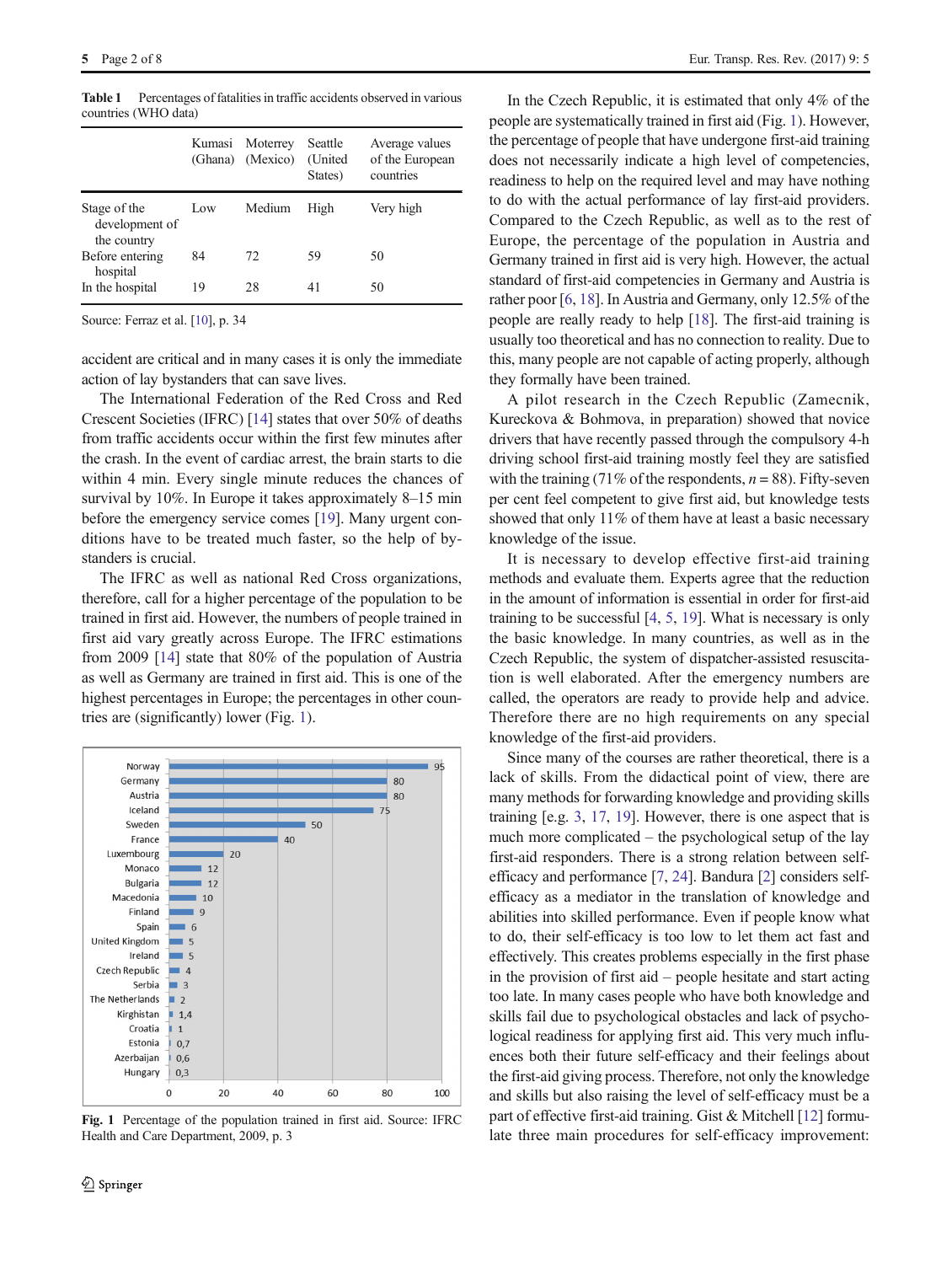**Table 1** Percentages of fatalities in traffic accidents observed in various countries (WHO data)

| | Kumasi (Ghana) | Moterrey (Mexico) | Seattle (United States) | Average values of the European countries |
|---|---|---|---|---|
| Stage of the development of the country | Low | Medium | High | Very high |
| Before entering hospital | 84 | 72 | 59 | 50 |
| In the hospital | 19 | 28 | 41 | 50 |

Source: Ferraz et al. [10], p. 34

accident are critical and in many cases it is only the immediate action of lay bystanders that can save lives.

The International Federation of the Red Cross and Red Crescent Societies (IFRC) [14] states that over 50% of deaths from traffic accidents occur within the first few minutes after the crash. In the event of cardiac arrest, the brain starts to die within 4 min. Every single minute reduces the chances of survival by 10%. In Europe it takes approximately 8–15 min before the emergency service comes [19]. Many urgent conditions have to be treated much faster, so the help of bystanders is crucial.

The IFRC as well as national Red Cross organizations, therefore, call for a higher percentage of the population to be trained in first aid. However, the numbers of people trained in first aid vary greatly across Europe. The IFRC estimations from 2009 [14] state that 80% of the population of Austria as well as Germany are trained in first aid. This is one of the highest percentages in Europe; the percentages in other countries are (significantly) lower (Fig. 1).

| Country | Percentage |
|---|---|
| Norway | 95 |
| Germany | 80 |
| Austria | 80 |
| Iceland | 75 |
| Sweden | 50 |
| France | 40 |
| Luxembourg | 20 |
| Monaco | 12 |
| Bulgaria | 12 |
| Macedonia | 10 |
| Finland | 9 |
| Spain | 6 |
| United Kingdom | 5 |
| Ireland | 5 |
| Czech Republic | 4 |
| Serbia | 3 |
| The Netherlands | 2 |
| Kirghistan | 1,4 |
| Croatia | 1 |
| Estonia | 0,7 |
| Azerbaijan | 0,6 |
| Hungary | 0,3 |

**Fig. 1** Percentage of the population trained in first aid. Source: IFRC Health and Care Department, 2009, p. 3

In the Czech Republic, it is estimated that only 4% of the people are systematically trained in first aid (Fig. 1). However, the percentage of people that have undergone first-aid training does not necessarily indicate a high level of competencies, readiness to help on the required level and may have nothing to do with the actual performance of lay first-aid providers. Compared to the Czech Republic, as well as to the rest of Europe, the percentage of the population in Austria and Germany trained in first aid is very high. However, the actual standard of first-aid competencies in Germany and Austria is rather poor [6, 18]. In Austria and Germany, only 12.5% of the people are really ready to help [18]. The first-aid training is usually too theoretical and has no connection to reality. Due to this, many people are not capable of acting properly, although they formally have been trained.

A pilot research in the Czech Republic (Zamecnik, Kureckova & Bohmova, in preparation) showed that novice drivers that have recently passed through the compulsory 4-h driving school first-aid training mostly feel they are satisfied with the training (71% of the respondents, $n = 88$). Fifty-seven per cent feel competent to give first aid, but knowledge tests showed that only 11% of them have at least a basic necessary knowledge of the issue.

It is necessary to develop effective first-aid training methods and evaluate them. Experts agree that the reduction in the amount of information is essential in order for first-aid training to be successful [4, 5, 19]. What is necessary is only the basic knowledge. In many countries, as well as in the Czech Republic, the system of dispatcher-assisted resuscitation is well elaborated. After the emergency numbers are called, the operators are ready to provide help and advice. Therefore there are no high requirements on any special knowledge of the first-aid providers.

Since many of the courses are rather theoretical, there is a lack of skills. From the didactical point of view, there are many methods for forwarding knowledge and providing skills training [e.g. 3, 17, 19]. However, there is one aspect that is much more complicated – the psychological setup of the lay first-aid responders. There is a strong relation between self-efficacy and performance [7, 24]. Bandura [2] considers self-efficacy as a mediator in the translation of knowledge and abilities into skilled performance. Even if people know what to do, their self-efficacy is too low to let them act fast and effectively. This creates problems especially in the first phase in the provision of first aid – people hesitate and start acting too late. In many cases people who have both knowledge and skills fail due to psychological obstacles and lack of psychological readiness for applying first aid. This very much influences both their future self-efficacy and their feelings about the first-aid giving process. Therefore, not only the knowledge and skills but also raising the level of self-efficacy must be a part of effective first-aid training. Gist & Mitchell [12] formulate three main procedures for self-efficacy improvement: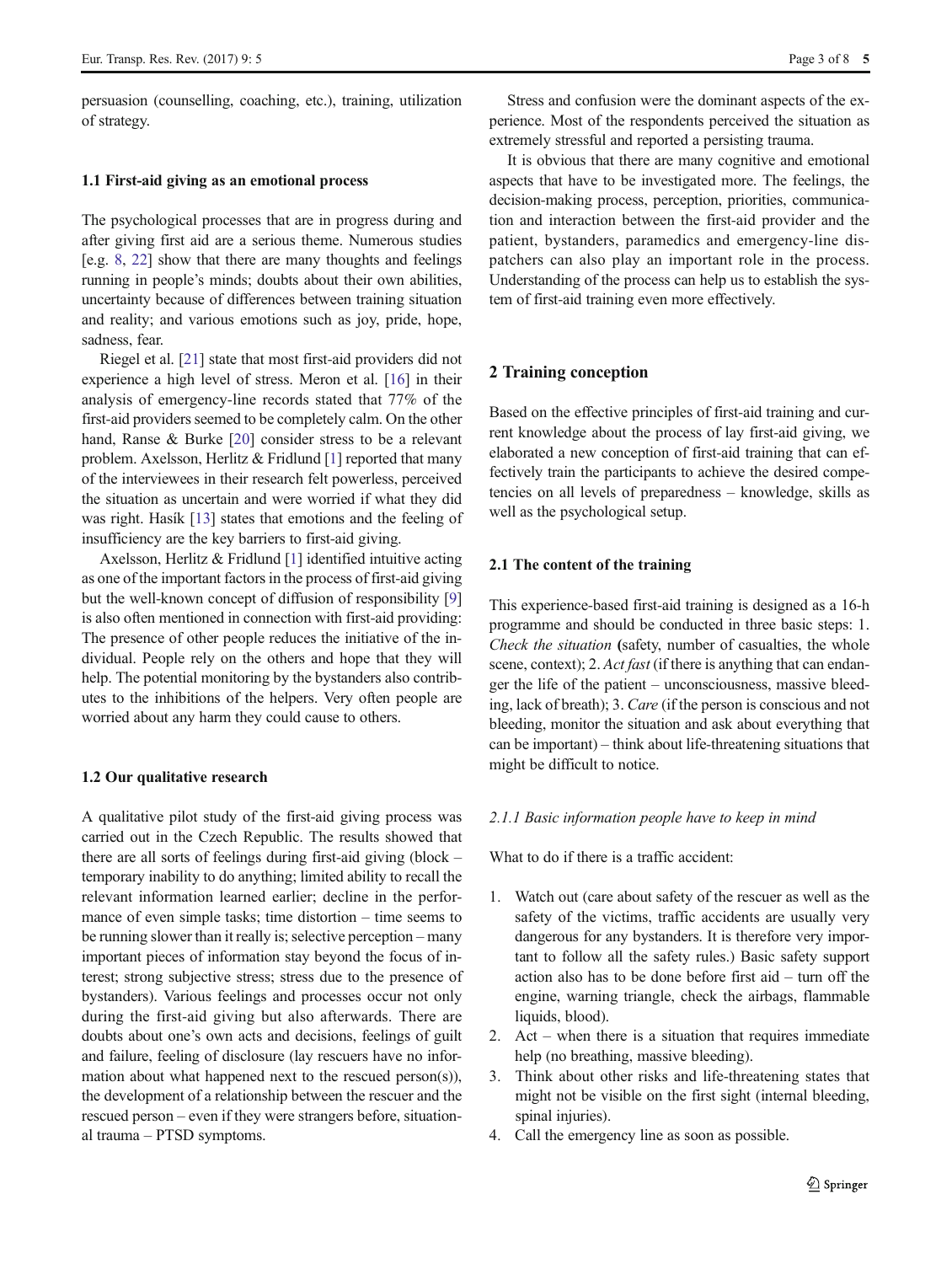persuasion (counselling, coaching, etc.), training, utilization of strategy.

### 1.1 First-aid giving as an emotional process

The psychological processes that are in progress during and after giving first aid are a serious theme. Numerous studies [e.g. 8, 22] show that there are many thoughts and feelings running in people's minds; doubts about their own abilities, uncertainty because of differences between training situation and reality; and various emotions such as joy, pride, hope, sadness, fear.

Riegel et al. [21] state that most first-aid providers did not experience a high level of stress. Meron et al. [16] in their analysis of emergency-line records stated that 77% of the first-aid providers seemed to be completely calm. On the other hand, Ranse & Burke [20] consider stress to be a relevant problem. Axelsson, Herlitz & Fridlund [1] reported that many of the interviewees in their research felt powerless, perceived the situation as uncertain and were worried if what they did was right. Hasík [13] states that emotions and the feeling of insufficiency are the key barriers to first-aid giving.

Axelsson, Herlitz & Fridlund [1] identified intuitive acting as one of the important factors in the process of first-aid giving but the well-known concept of diffusion of responsibility [9] is also often mentioned in connection with first-aid providing: The presence of other people reduces the initiative of the individual. People rely on the others and hope that they will help. The potential monitoring by the bystanders also contributes to the inhibitions of the helpers. Very often people are worried about any harm they could cause to others.

### 1.2 Our qualitative research

A qualitative pilot study of the first-aid giving process was carried out in the Czech Republic. The results showed that there are all sorts of feelings during first-aid giving (block – temporary inability to do anything; limited ability to recall the relevant information learned earlier; decline in the performance of even simple tasks; time distortion – time seems to be running slower than it really is; selective perception – many important pieces of information stay beyond the focus of interest; strong subjective stress; stress due to the presence of bystanders). Various feelings and processes occur not only during the first-aid giving but afterwards. There are doubts about one's own acts and decisions, feelings of guilt and failure, feeling of disclosure (lay rescuers have no information about what happened next to the rescued person(s)), the development of a relationship between the rescuer and the rescued person – even if they were strangers before, situational trauma – PTSD symptoms.

Stress and confusion were the dominant aspects of the experience. Most of the respondents perceived the situation as extremely stressful and reported a persisting trauma.

It is obvious that there are many cognitive and emotional aspects that have to be investigated more. The feelings, the decision-making process, perception, priorities, communication and interaction between the first-aid provider and the patient, bystanders, paramedics and emergency-line dispatchers can also play an important role in the process. Understanding of the process can help us to establish the system of first-aid training even more effectively.

## 2 Training conception

Based on the effective principles of first-aid training and current knowledge about the process of lay first-aid giving, we elaborated a new conception of first-aid training that can effectively train the participants to achieve the desired competencies on all levels of preparedness – knowledge, skills as well as the psychological setup.

### 2.1 The content of the training

This experience-based first-aid training is designed as a 16-h programme and should be conducted in three basic steps: 1. *Check the situation* **(**safety, number of casualties, the whole scene, context); 2. *Act fast* (if there is anything that can endanger the life of the patient – unconsciousness, massive bleeding, lack of breath); 3. *Care* (if the person is conscious and not bleeding, monitor the situation and ask about everything that can be important) – think about life-threatening situations that might be difficult to notice.

#### *2.1.1 Basic information people have to keep in mind*

What to do if there is a traffic accident:

1. Watch out (care about safety of the rescuer as well as the safety of the victims, traffic accidents are usually very dangerous for any bystanders. It is therefore very important to follow all the safety rules.) Basic safety support action also has to be done before first aid – turn off the engine, warning triangle, check the airbags, flammable liquids, blood).
2. Act – when there is a situation that requires immediate help (no breathing, massive bleeding).
3. Think about other risks and life-threatening states that might not be visible on the first sight (internal bleeding, spinal injuries).
4. Call the emergency line as soon as possible.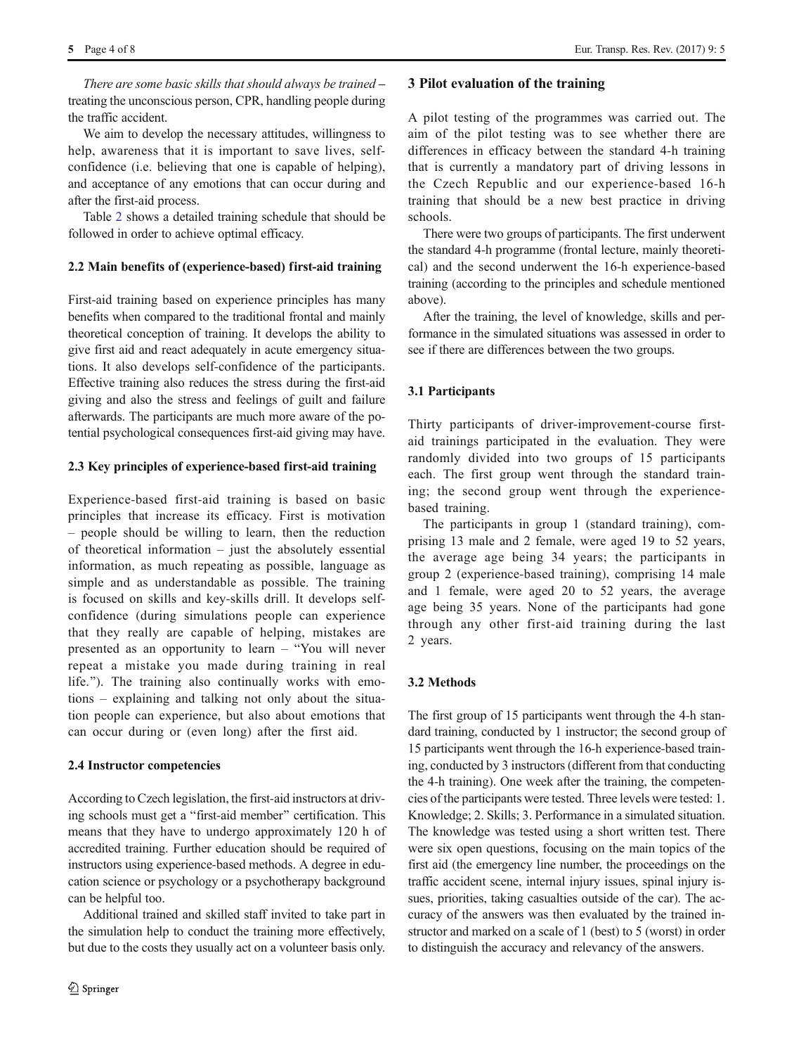*There are some basic skills that should always be trained* – treating the unconscious person, CPR, handling people during the traffic accident.

We aim to develop the necessary attitudes, willingness to help, awareness that it is important to save lives, self-confidence (i.e. believing that one is capable of helping), and acceptance of any emotions that can occur during and after the first-aid process.

Table 2 shows a detailed training schedule that should be followed in order to achieve optimal efficacy.

### 2.2 Main benefits of (experience-based) first-aid training

First-aid training based on experience principles has many benefits when compared to the traditional frontal and mainly theoretical conception of training. It develops the ability to give first aid and react adequately in acute emergency situations. It also develops self-confidence of the participants. Effective training also reduces the stress during the first-aid giving and also the stress and feelings of guilt and failure afterwards. The participants are much more aware of the potential psychological consequences first-aid giving may have.

### 2.3 Key principles of experience-based first-aid training

Experience-based first-aid training is based on basic principles that increase its efficacy. First is motivation – people should be willing to learn, then the reduction of theoretical information – just the absolutely essential information, as much repeating as possible, language as simple and as understandable as possible. The training is focused on skills and key-skills drill. It develops self-confidence (during simulations people can experience that they really are capable of helping, mistakes are presented as an opportunity to learn – "You will never repeat a mistake you made during training in real life."). The training also continually works with emotions – explaining and talking not only about the situation people can experience, but also about emotions that can occur during or (even long) after the first aid.

### 2.4 Instructor competencies

According to Czech legislation, the first-aid instructors at driving schools must get a "first-aid member" certification. This means that they have to undergo approximately 120 h of accredited training. Further education should be required of instructors using experience-based methods. A degree in education science or psychology or a psychotherapy background can be helpful too.

Additional trained and skilled staff invited to take part in the simulation help to conduct the training more effectively, but due to the costs they usually act on a volunteer basis only.

## 3 Pilot evaluation of the training

A pilot testing of the programmes was carried out. The aim of the pilot testing was to see whether there are differences in efficacy between the standard 4-h training that is currently a mandatory part of driving lessons in the Czech Republic and our experience-based 16-h training that should be a new best practice in driving schools.

There were two groups of participants. The first underwent the standard 4-h programme (frontal lecture, mainly theoretical) and the second underwent the 16-h experience-based training (according to the principles and schedule mentioned above).

After the training, the level of knowledge, skills and performance in the simulated situations was assessed in order to see if there are differences between the two groups.

### 3.1 Participants

Thirty participants of driver-improvement-course first-aid trainings participated in the evaluation. They were randomly divided into two groups of 15 participants each. The first group went through the standard training; the second group went through the experience-based training.

The participants in group 1 (standard training), comprising 13 male and 2 female, were aged 19 to 52 years, the average age being 34 years; the participants in group 2 (experience-based training), comprising 14 male and 1 female, were aged 20 to 52 years, the average age being 35 years. None of the participants had gone through any other first-aid training during the last 2 years.

### 3.2 Methods

The first group of 15 participants went through the 4-h standard training, conducted by 1 instructor; the second group of 15 participants went through the 16-h experience-based training, conducted by 3 instructors (different from that conducting the 4-h training). One week after the training, the competencies of the participants were tested. Three levels were tested: 1. Knowledge; 2. Skills; 3. Performance in a simulated situation. The knowledge was tested using a short written test. There were six open questions, focusing on the main topics of the first aid (the emergency line number, the proceedings on the traffic accident scene, internal injury issues, spinal injury issues, priorities, taking casualties outside of the car). The accuracy of the answers was then evaluated by the trained instructor and marked on a scale of 1 (best) to 5 (worst) in order to distinguish the accuracy and relevancy of the answers.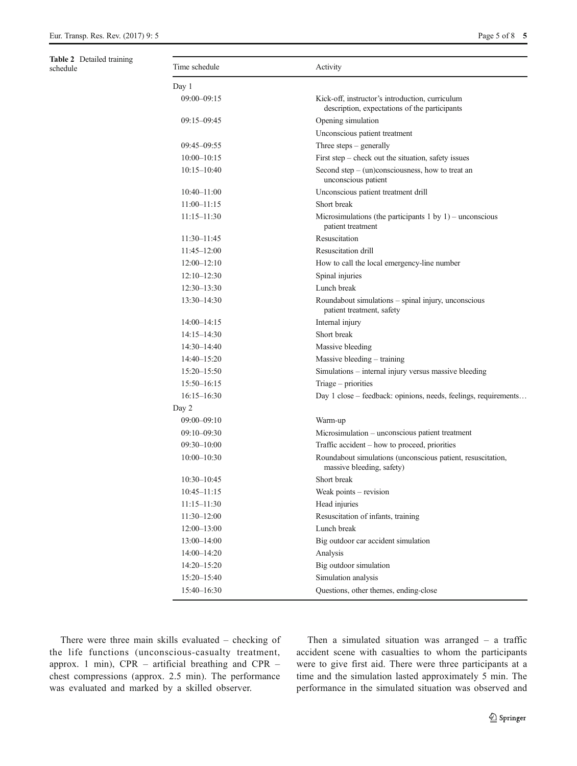**Table 2** Detailed training schedule

| Time schedule | Activity |
|---|---|
| Day 1 | |
| 09:00–09:15 | Kick-off, instructor's introduction, curriculum description, expectations of the participants |
| 09:15–09:45 | Opening simulation |
| | Unconscious patient treatment |
| 09:45–09:55 | Three steps – generally |
| 10:00–10:15 | First step – check out the situation, safety issues |
| 10:15–10:40 | Second step – (un)consciousness, how to treat an unconscious patient |
| 10:40–11:00 | Unconscious patient treatment drill |
| 11:00–11:15 | Short break |
| 11:15–11:30 | Microsimulations (the participants 1 by 1) – unconscious patient treatment |
| 11:30–11:45 | Resuscitation |
| 11:45–12:00 | Resuscitation drill |
| 12:00–12:10 | How to call the local emergency-line number |
| 12:10–12:30 | Spinal injuries |
| 12:30–13:30 | Lunch break |
| 13:30–14:30 | Roundabout simulations – spinal injury, unconscious patient treatment, safety |
| 14:00–14:15 | Internal injury |
| 14:15–14:30 | Short break |
| 14:30–14:40 | Massive bleeding |
| 14:40–15:20 | Massive bleeding – training |
| 15:20–15:50 | Simulations – internal injury versus massive bleeding |
| 15:50–16:15 | Triage – priorities |
| 16:15–16:30 | Day 1 close – feedback: opinions, needs, feelings, requirements… |
| Day 2 | |
| 09:00–09:10 | Warm-up |
| 09:10–09:30 | Microsimulation – unconscious patient treatment |
| 09:30–10:00 | Traffic accident – how to proceed, priorities |
| 10:00–10:30 | Roundabout simulations (unconscious patient, resuscitation, massive bleeding, safety) |
| 10:30–10:45 | Short break |
| 10:45–11:15 | Weak points – revision |
| 11:15–11:30 | Head injuries |
| 11:30–12:00 | Resuscitation of infants, training |
| 12:00–13:00 | Lunch break |
| 13:00–14:00 | Big outdoor car accident simulation |
| 14:00–14:20 | Analysis |
| 14:20–15:20 | Big outdoor simulation |
| 15:20–15:40 | Simulation analysis |
| 15:40–16:30 | Questions, other themes, ending-close |

There were three main skills evaluated – checking of the life functions (unconscious-casualty treatment, approx. 1 min), CPR – artificial breathing and CPR – chest compressions (approx. 2.5 min). The performance was evaluated and marked by a skilled observer.

Then a simulated situation was arranged – a traffic accident scene with casualties to whom the participants were to give first aid. There were three participants at a time and the simulation lasted approximately 5 min. The performance in the simulated situation was observed and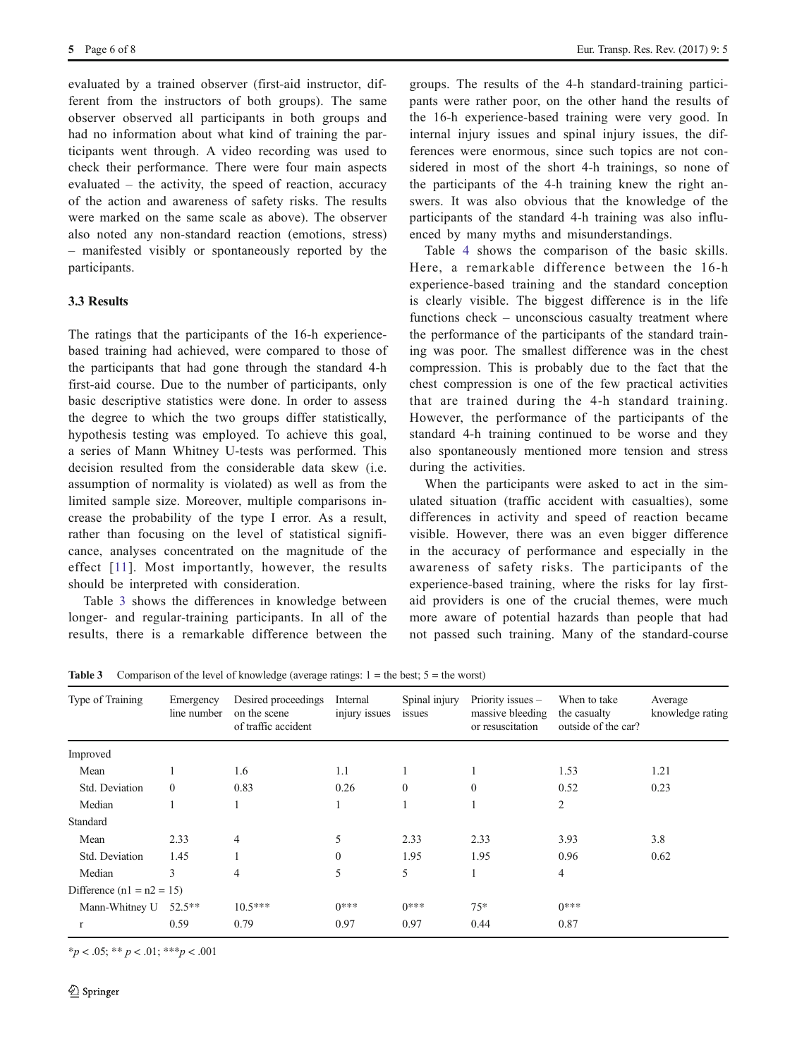evaluated by a trained observer (first-aid instructor, different from the instructors of both groups). The same observer observed all participants in both groups and had no information about what kind of training the participants went through. A video recording was used to check their performance. There were four main aspects evaluated – the activity, the speed of reaction, accuracy of the action and awareness of safety risks. The results were marked on the same scale as above). The observer also noted any non-standard reaction (emotions, stress) – manifested visibly or spontaneously reported by the participants.

### 3.3 Results

The ratings that the participants of the 16-h experience-based training had achieved, were compared to those of the participants that had gone through the standard 4-h first-aid course. Due to the number of participants, only basic descriptive statistics were done. In order to assess the degree to which the two groups differ statistically, hypothesis testing was employed. To achieve this goal, a series of Mann Whitney U-tests was performed. This decision resulted from the considerable data skew (i.e. assumption of normality is violated) as well as from the limited sample size. Moreover, multiple comparisons increase the probability of the type I error. As a result, rather than focusing on the level of statistical significance, analyses concentrated on the magnitude of the effect [11]. Most importantly, however, the results should be interpreted with consideration.

Table 3 shows the differences in knowledge between longer- and regular-training participants. In all of the results, there is a remarkable difference between the groups. The results of the 4-h standard-training participants were rather poor, on the other hand the results of the 16-h experience-based training were very good. In internal injury issues and spinal injury issues, the differences were enormous, since such topics are not considered in most of the short 4-h trainings, so none of the participants of the 4-h training knew the right answers. It was also obvious that the knowledge of the participants of the standard 4-h training was also influenced by many myths and misunderstandings.

Table 4 shows the comparison of the basic skills. Here, a remarkable difference between the 16-h experience-based training and the standard conception is clearly visible. The biggest difference is in the life functions check – unconscious casualty treatment where the performance of the participants of the standard training was poor. The smallest difference was in the chest compression. This is probably due to the fact that the chest compression is one of the few practical activities that are trained during the 4-h standard training. However, the performance of the participants of the standard 4-h training continued to be worse and they also spontaneously mentioned more tension and stress during the activities.

When the participants were asked to act in the simulated situation (traffic accident with casualties), some differences in activity and speed of reaction became visible. However, there was an even bigger difference in the accuracy of performance and especially in the awareness of safety risks. The participants of the experience-based training, where the risks for lay first-aid providers is one of the crucial themes, were much more aware of potential hazards than people that had not passed such training. Many of the standard-course

**Table 3** Comparison of the level of knowledge (average ratings: 1 = the best; 5 = the worst)

| Type of Training | Emergency line number | Desired proceedings on the scene of traffic accident | Internal injury issues | Spinal injury issues | Priority issues – massive bleeding or resuscitation | When to take the casualty outside of the car? | Average knowledge rating |
|---|---|---|---|---|---|---|---|
| Improved | | | | | | | |
| Mean | 1 | 1.6 | 1.1 | 1 | 1 | 1.53 | 1.21 |
| Std. Deviation | 0 | 0.83 | 0.26 | 0 | 0 | 0.52 | 0.23 |
| Median | 1 | 1 | 1 | 1 | 1 | 2 | |
| Standard | | | | | | | |
| Mean | 2.33 | 4 | 5 | 2.33 | 2.33 | 3.93 | 3.8 |
| Std. Deviation | 1.45 | 1 | 0 | 1.95 | 1.95 | 0.96 | 0.62 |
| Median | 3 | 4 | 5 | 5 | 1 | 4 | |
| Difference (n1 = n2 = 15) | | | | | | | |
| Mann-Whitney U | 52.5** | 10.5*** | 0*** | 0*** | 75* | 0*** | |
| r | 0.59 | 0.79 | 0.97 | 0.97 | 0.44 | 0.87 | |

*$p < .05$; ** $p < .01$; ***$p < .001$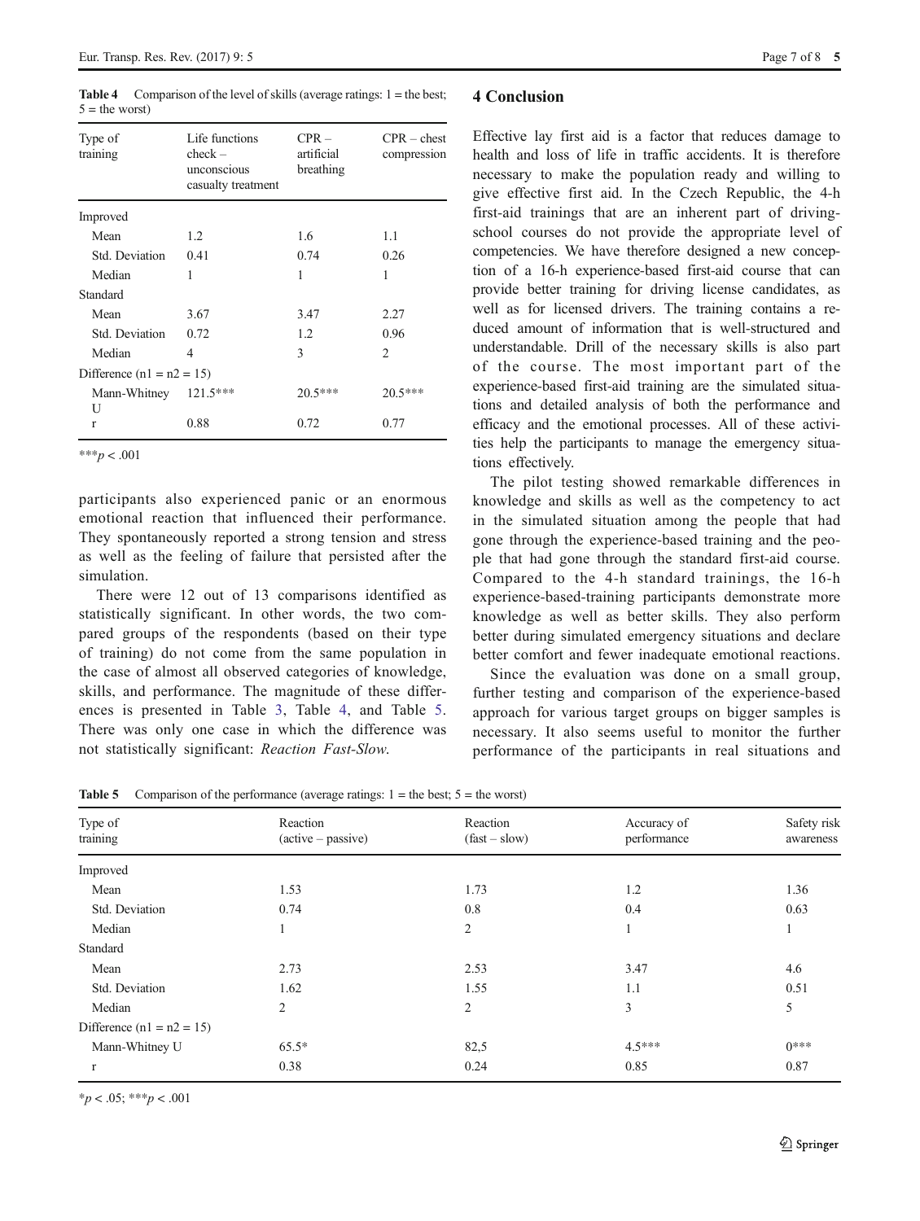**Table 4** Comparison of the level of skills (average ratings: 1 = the best; 5 = the worst)

| Type of training | Life functions check – unconscious casualty treatment | CPR – artificial breathing | CPR – chest compression |
|---|---|---|---|
| Improved | | | |
| Mean | 1.2 | 1.6 | 1.1 |
| Std. Deviation | 0.41 | 0.74 | 0.26 |
| Median | 1 | 1 | 1 |
| Standard | | | |
| Mean | 3.67 | 3.47 | 2.27 |
| Std. Deviation | 0.72 | 1.2 | 0.96 |
| Median | 4 | 3 | 2 |
| Difference (n1 = n2 = 15) | | | |
| Mann-Whitney U | 121.5*** | 20.5*** | 20.5*** |
| r | 0.88 | 0.72 | 0.77 |

***$p < .001$

participants also experienced panic or an enormous emotional reaction that influenced their performance. They spontaneously reported a strong tension and stress as well as the feeling of failure that persisted after the simulation.

There were 12 out of 13 comparisons identified as statistically significant. In other words, the two compared groups of the respondents (based on their type of training) do not come from the same population in the case of almost all observed categories of knowledge, skills, and performance. The magnitude of these differences is presented in Table 3, Table 4, and Table 5. There was only one case in which the difference was not statistically significant: *Reaction Fast-Slow.*

## 4 Conclusion

Effective lay first aid is a factor that reduces damage to health and loss of life in traffic accidents. It is therefore necessary to make the population ready and willing to give effective first aid. In the Czech Republic, the 4-h first-aid trainings that are an inherent part of driving-school courses do not provide the appropriate level of competencies. We have therefore designed a new conception of a 16-h experience-based first-aid course that can provide better training for driving license candidates, as well as for licensed drivers. The training contains a reduced amount of information that is well-structured and understandable. Drill of the necessary skills is also part of the course. The most important part of the experience-based first-aid training are the simulated situations and detailed analysis of both the performance and efficacy and the emotional processes. All of these activities help the participants to manage the emergency situations effectively.

The pilot testing showed remarkable differences in knowledge and skills as well as the competency to act in the simulated situation among the people that had gone through the experience-based training and the people that had gone through the standard first-aid course. Compared to the 4-h standard trainings, the 16-h experience-based-training participants demonstrate more knowledge as well as better skills. They also perform better during simulated emergency situations and declare better comfort and fewer inadequate emotional reactions.

Since the evaluation was done on a small group, further testing and comparison of the experience-based approach for various target groups on bigger samples is necessary. It also seems useful to monitor the further performance of the participants in real situations and

**Table 5** Comparison of the performance (average ratings: 1 = the best; 5 = the worst)

| Type of training | Reaction (active – passive) | Reaction (fast – slow) | Accuracy of performance | Safety risk awareness |
|---|---|---|---|---|
| Improved | | | | |
| Mean | 1.53 | 1.73 | 1.2 | 1.36 |
| Std. Deviation | 0.74 | 0.8 | 0.4 | 0.63 |
| Median | 1 | 2 | 1 | 1 |
| Standard | | | | |
| Mean | 2.73 | 2.53 | 3.47 | 4.6 |
| Std. Deviation | 1.62 | 1.55 | 1.1 | 0.51 |
| Median | 2 | 2 | 3 | 5 |
| Difference (n1 = n2 = 15) | | | | |
| Mann-Whitney U | 65.5* | 82,5 | 4.5*** | 0*** |
| r | 0.38 | 0.24 | 0.85 | 0.87 |

*$p < .05$; ***$p < .001$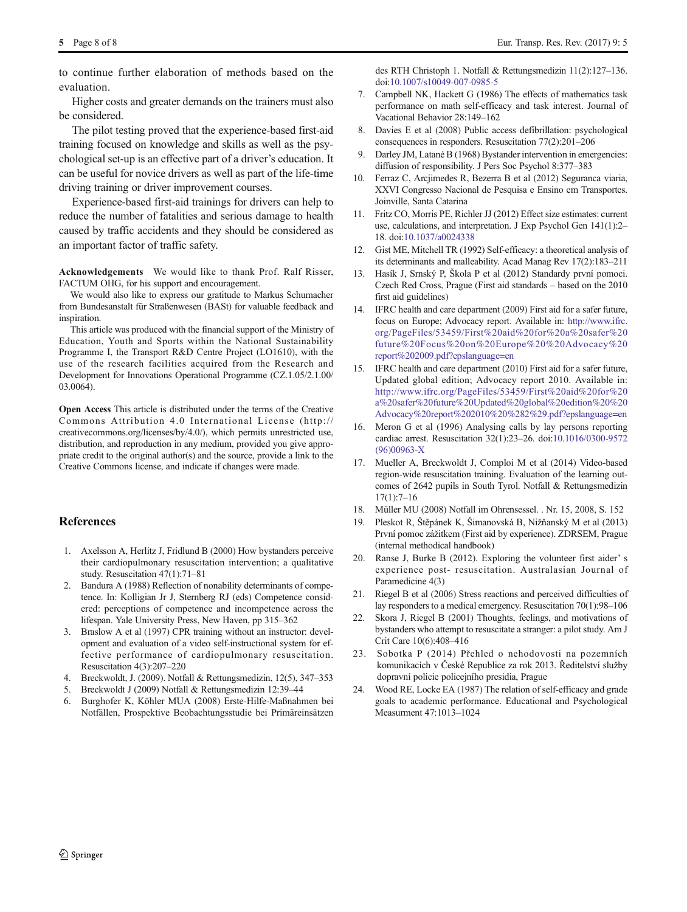to continue further elaboration of methods based on the evaluation.

Higher costs and greater demands on the trainers must also be considered.

The pilot testing proved that the experience-based first-aid training focused on knowledge and skills as well as the psychological set-up is an effective part of a driver's education. It can be useful for novice drivers as well as part of the life-time driving training or driver improvement courses.

Experience-based first-aid trainings for drivers can help to reduce the number of fatalities and serious damage to health caused by traffic accidents and they should be considered as an important factor of traffic safety.

**Acknowledgements** We would like to thank Prof. Ralf Risser, FACTUM OHG, for his support and encouragement.

We would also like to express our gratitude to Markus Schumacher from Bundesanstalt für Straßenwesen (BASt) for valuable feedback and inspiration.

This article was produced with the financial support of the Ministry of Education, Youth and Sports within the National Sustainability Programme I, the Transport R&D Centre Project (LO1610), with the use of the research facilities acquired from the Research and Development for Innovations Operational Programme (CZ.1.05/2.1.00/03.0064).

**Open Access** This article is distributed under the terms of the Creative Commons Attribution 4.0 International License (http://creativecommons.org/licenses/by/4.0/), which permits unrestricted use, distribution, and reproduction in any medium, provided you give appropriate credit to the original author(s) and the source, provide a link to the Creative Commons license, and indicate if changes were made.

## References

1. Axelsson A, Herlitz J, Fridlund B (2000) How bystanders perceive their cardiopulmonary resuscitation intervention; a qualitative study. Resuscitation 47(1):71–81
2. Bandura A (1988) Reflection of nonability determinants of competence. In: Kolligian Jr J, Sternberg RJ (eds) Competence considered: perceptions of competence and incompetence across the lifespan. Yale University Press, New Haven, pp 315–362
3. Braslow A et al (1997) CPR training without an instructor: development and evaluation of a video self-instructional system for effective performance of cardiopulmonary resuscitation. Resuscitation 4(3):207–220
4. Breckwoldt, J. (2009). Notfall & Rettungsmedizin, 12(5), 347–353
5. Breckwoldt J (2009) Notfall & Rettungsmedizin 12:39–44
6. Burghofer K, Köhler MUA (2008) Erste-Hilfe-Maßnahmen bei Notfällen, Prospektive Beobachtungsstudie bei Primäreinsätzen des RTH Christoph 1. Notfall & Rettungsmedizin 11(2):127–136. doi:10.1007/s10049-007-0985-5
7. Campbell NK, Hackett G (1986) The effects of mathematics task performance on math self-efficacy and task interest. Journal of Vacational Behavior 28:149–162
8. Davies E et al (2008) Public access defibrillation: psychological consequences in responders. Resuscitation 77(2):201–206
9. Darley JM, Latané B (1968) Bystander intervention in emergencies: diffusion of responsibility. J Pers Soc Psychol 8:377–383
10. Ferraz C, Arcjimedes R, Bezerra B et al (2012) Seguranca viaria, XXVI Congresso Nacional de Pesquisa e Ensino em Transportes. Joinville, Santa Catarina
11. Fritz CO, Morris PE, Richler JJ (2012) Effect size estimates: current use, calculations, and interpretation. J Exp Psychol Gen 141(1):2–18. doi:10.1037/a0024338
12. Gist ME, Mitchell TR (1992) Self-efficacy: a theoretical analysis of its determinants and malleability. Acad Manag Rev 17(2):183–211
13. Hasík J, Srnský P, Škola P et al (2012) Standardy první pomoci. Czech Red Cross, Prague (First aid standards – based on the 2010 first aid guidelines)
14. IFRC health and care department (2009) First aid for a safer future, focus on Europe; Advocacy report. Available in: http://www.ifrc.org/PageFiles/53459/First%20aid%20for%20a%20safer%20future%20Focus%20on%20Europe%20%20Advocacy%20report%202009.pdf?epslanguage=en
15. IFRC health and care department (2010) First aid for a safer future, Updated global edition; Advocacy report 2010. Available in: http://www.ifrc.org/PageFiles/53459/First%20aid%20for%20a%20safer%20future%20Updated%20global%20edition%20%20Advocacy%20report%202010%20%282%29.pdf?epslanguage=en
16. Meron G et al (1996) Analysing calls by lay persons reporting cardiac arrest. Resuscitation 32(1):23–26. doi:10.1016/0300-9572(96)00963-X
17. Mueller A, Breckwoldt J, Comploi M et al (2014) Video-based region-wide resuscitation training. Evaluation of the learning outcomes of 2642 pupils in South Tyrol. Notfall & Rettungsmedizin 17(1):7–16
18. Müller MU (2008) Notfall im Ohrensessel. . Nr. 15, 2008, S. 152
19. Pleskot R, Štěpánek K, Šimanovská B, Nižňanský M et al (2013) První pomoc zážitkem (First aid by experience). ZDRSEM, Prague (internal methodical handbook)
20. Ranse J, Burke B (2012). Exploring the volunteer first aider' s experience post- resuscitation. Australasian Journal of Paramedicine 4(3)
21. Riegel B et al (2006) Stress reactions and perceived difficulties of lay responders to a medical emergency. Resuscitation 70(1):98–106
22. Skora J, Riegel B (2001) Thoughts, feelings, and motivations of bystanders who attempt to resuscitate a stranger: a pilot study. Am J Crit Care 10(6):408–416
23. Sobotka P (2014) Přehled o nehodovosti na pozemních komunikacích v České Republice za rok 2013. Ředitelství služby dopravní policie policejního presidia, Prague
24. Wood RE, Locke EA (1987) The relation of self-efficacy and grade goals to academic performance. Educational and Psychological Measurment 47:1013–1024